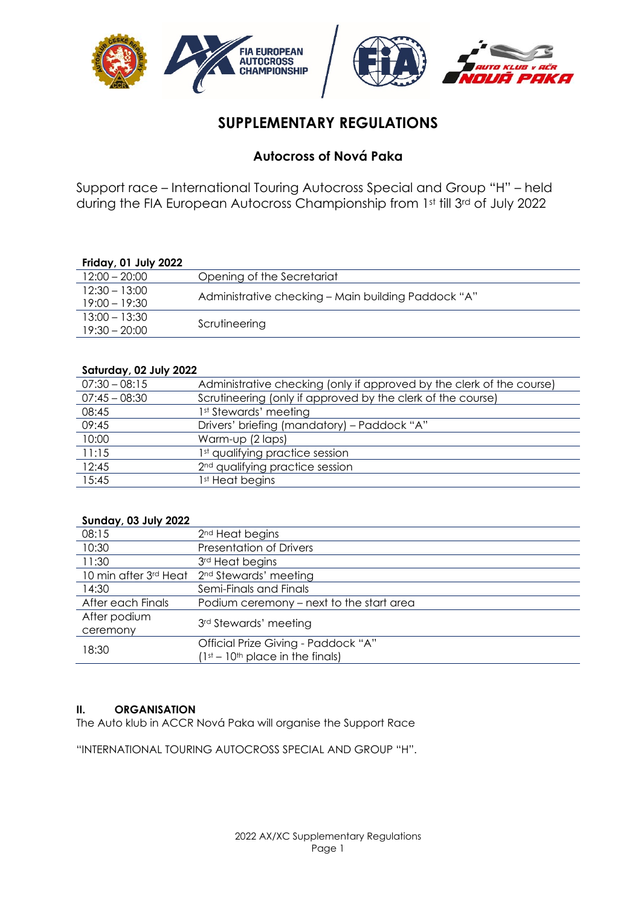# SUPPLEMENTARY REGULATIONS

## Autocross of Nová Paka

Support race – International Touring Autocross Special and Group "H" – held during the FIA European Autocross Championship from 1st till 3rd of July 2022

**Friday, 01 July 2022**

| | |
|---|---|
| 12:00 – 20:00 | Opening of the Secretariat |
| 12:30 – 13:00<br>19:00 – 19:30 | Administrative checking – Main building Paddock "A" |
| 13:00 – 13:30<br>19:30 – 20:00 | Scrutineering |

**Saturday, 02 July 2022**

| | |
|---|---|
| 07:30 – 08:15 | Administrative checking (only if approved by the clerk of the course) |
| 07:45 – 08:30 | Scrutineering (only if approved by the clerk of the course) |
| 08:45 | 1st Stewards' meeting |
| 09:45 | Drivers' briefing (mandatory) – Paddock "A" |
| 10:00 | Warm-up (2 laps) |
| 11:15 | 1st qualifying practice session |
| 12:45 | 2nd qualifying practice session |
| 15:45 | 1st Heat begins |

**Sunday, 03 July 2022**

| | |
|---|---|
| 08:15 | 2nd Heat begins |
| 10:30 | Presentation of Drivers |
| 11:30 | 3rd Heat begins |
| 10 min after 3rd Heat | 2nd Stewards' meeting |
| 14:30 | Semi-Finals and Finals |
| After each Finals | Podium ceremony – next to the start area |
| After podium ceremony | 3rd Stewards' meeting |
| 18:30 | Official Prize Giving - Paddock "A"<br>(1st – 10th place in the finals) |

### II. ORGANISATION

The Auto klub in ACCR Nová Paka will organise the Support Race

"INTERNATIONAL TOURING AUTOCROSS SPECIAL AND GROUP "H".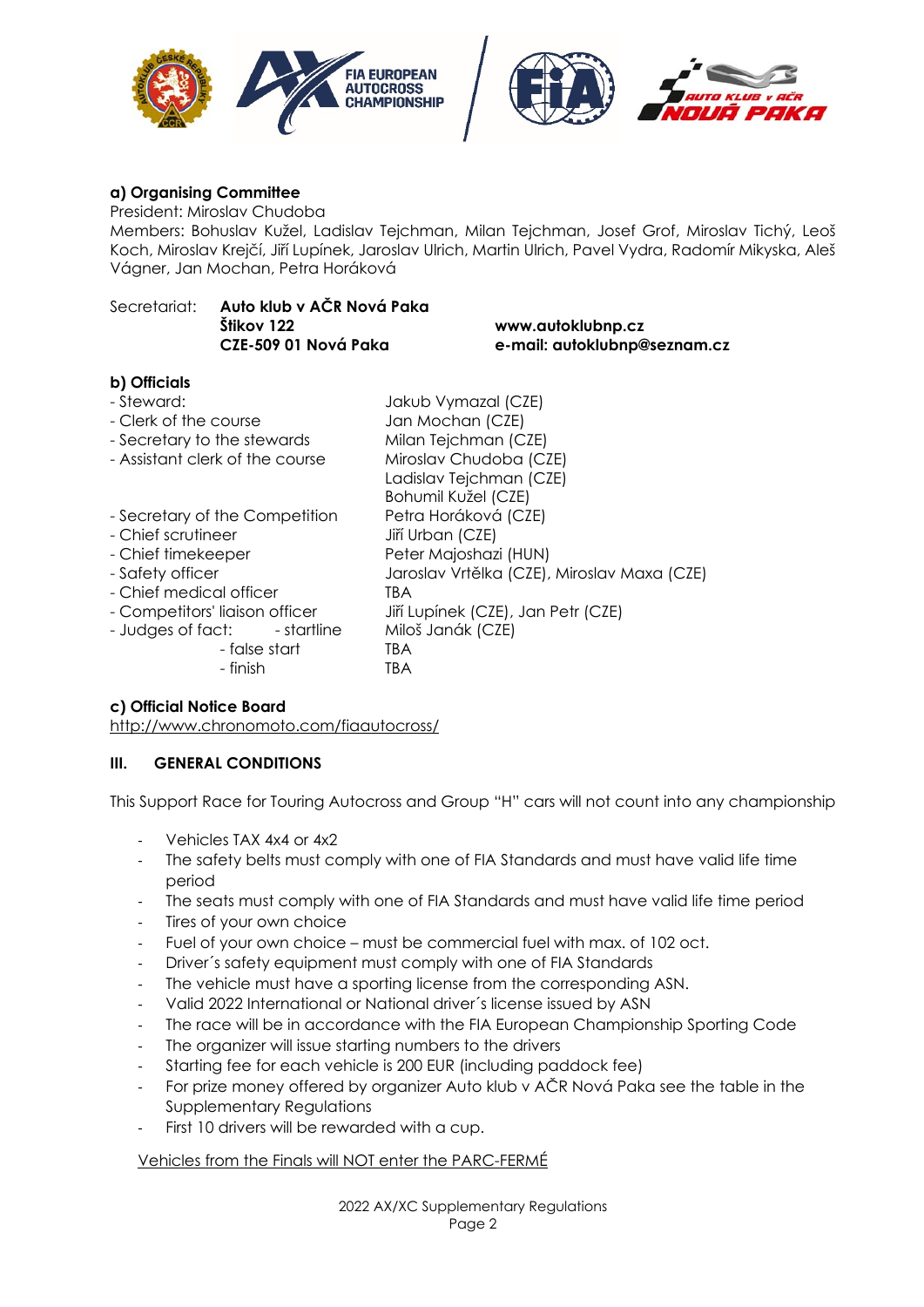### a) Organising Committee

President: Miroslav Chudoba

Members: Bohuslav Kužel, Ladislav Tejchman, Milan Tejchman, Josef Grof, Miroslav Tichý, Leoš Koch, Miroslav Krejčí, Jiří Lupínek, Jaroslav Ulrich, Martin Ulrich, Pavel Vydra, Radomír Mikyska, Aleš Vágner, Jan Mochan, Petra Horáková

Secretariat: **Auto klub v AČR Nová Paka**
**Štikov 122**
**CZE-509 01 Nová Paka**

**www.autoklubnp.cz**
**e-mail: autoklubnp@seznam.cz**

### b) Officials

| | |
|---|---|
| - Steward: | Jakub Vymazal (CZE) |
| - Clerk of the course | Jan Mochan (CZE) |
| - Secretary to the stewards | Milan Tejchman (CZE) |
| - Assistant clerk of the course | Miroslav Chudoba (CZE) |
| | Ladislav Tejchman (CZE) |
| | Bohumil Kužel (CZE) |
| - Secretary of the Competition | Petra Horáková (CZE) |
| - Chief scrutineer | Jiří Urban (CZE) |
| - Chief timekeeper | Peter Majoshazi (HUN) |
| - Safety officer | Jaroslav Vrtělka (CZE), Miroslav Maxa (CZE) |
| - Chief medical officer | TBA |
| - Competitors' liaison officer | Jiří Lupínek (CZE), Jan Petr (CZE) |
| - Judges of fact: - startline | Miloš Janák (CZE) |
| - false start | TBA |
| - finish | TBA |

### c) Official Notice Board

http://www.chronomoto.com/fiaautocross/

## III. GENERAL CONDITIONS

This Support Race for Touring Autocross and Group "H" cars will not count into any championship

- Vehicles TAX 4x4 or 4x2
- The safety belts must comply with one of FIA Standards and must have valid life time period
- The seats must comply with one of FIA Standards and must have valid life time period
- Tires of your own choice
- Fuel of your own choice – must be commercial fuel with max. of 102 oct.
- Driver´s safety equipment must comply with one of FIA Standards
- The vehicle must have a sporting license from the corresponding ASN.
- Valid 2022 International or National driver´s license issued by ASN
- The race will be in accordance with the FIA European Championship Sporting Code
- The organizer will issue starting numbers to the drivers
- Starting fee for each vehicle is 200 EUR (including paddock fee)
- For prize money offered by organizer Auto klub v AČR Nová Paka see the table in the Supplementary Regulations
- First 10 drivers will be rewarded with a cup.

Vehicles from the Finals will NOT enter the PARC-FERMÉ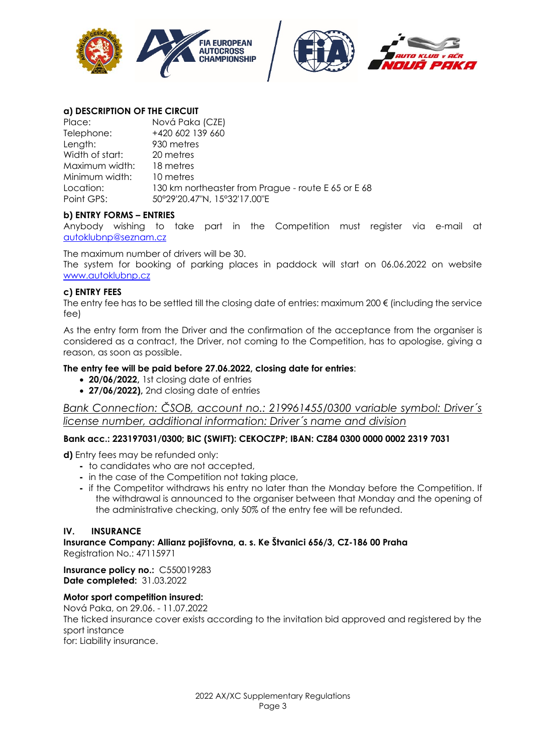**a) DESCRIPTION OF THE CIRCUIT**

| | |
|---|---|
| Place: | Nová Paka (CZE) |
| Telephone: | +420 602 139 660 |
| Length: | 930 metres |
| Width of start: | 20 metres |
| Maximum width: | 18 metres |
| Minimum width: | 10 metres |
| Location: | 130 km northeaster from Prague - route E 65 or E 68 |
| Point GPS: | 50°29'20.47"N, 15°32'17.00"E |

**b) ENTRY FORMS – ENTRIES**

Anybody wishing to take part in the Competition must register via e-mail at autoklubnp@seznam.cz

The maximum number of drivers will be 30.
The system for booking of parking places in paddock will start on 06.06.2022 on website www.autoklubnp.cz

**c) ENTRY FEES**

The entry fee has to be settled till the closing date of entries: maximum 200 € (including the service fee)

As the entry form from the Driver and the confirmation of the acceptance from the organiser is considered as a contract, the Driver, not coming to the Competition, has to apologise, giving a reason, as soon as possible.

**The entry fee will be paid before 27.06.2022, closing date for entries**:

- **20/06/2022,** 1st closing date of entries
- **27/06/2022),** 2nd closing date of entries

*Bank Connection: ČSOB, account no.: 219961455/0300 variable symbol: Driver´s license number, additional information: Driver´s name and division*

**Bank acc.: 223197031/0300; BIC (SWIFT): CEKOCZPP; IBAN: CZ84 0300 0000 0002 2319 7031**

**d)** Entry fees may be refunded only:

- to candidates who are not accepted,
- in the case of the Competition not taking place,
- if the Competitor withdraws his entry no later than the Monday before the Competition. If the withdrawal is announced to the organiser between that Monday and the opening of the administrative checking, only 50% of the entry fee will be refunded.

**IV. INSURANCE**

**Insurance Company: Allianz pojišťovna, a. s. Ke Štvanici 656/3, CZ-186 00 Praha**
Registration No.: 47115971

**Insurance policy no.:** C550019283
**Date completed:** 31.03.2022

**Motor sport competition insured:**
Nová Paka, on 29.06. - 11.07.2022
The ticked insurance cover exists according to the invitation bid approved and registered by the sport instance
for: Liability insurance.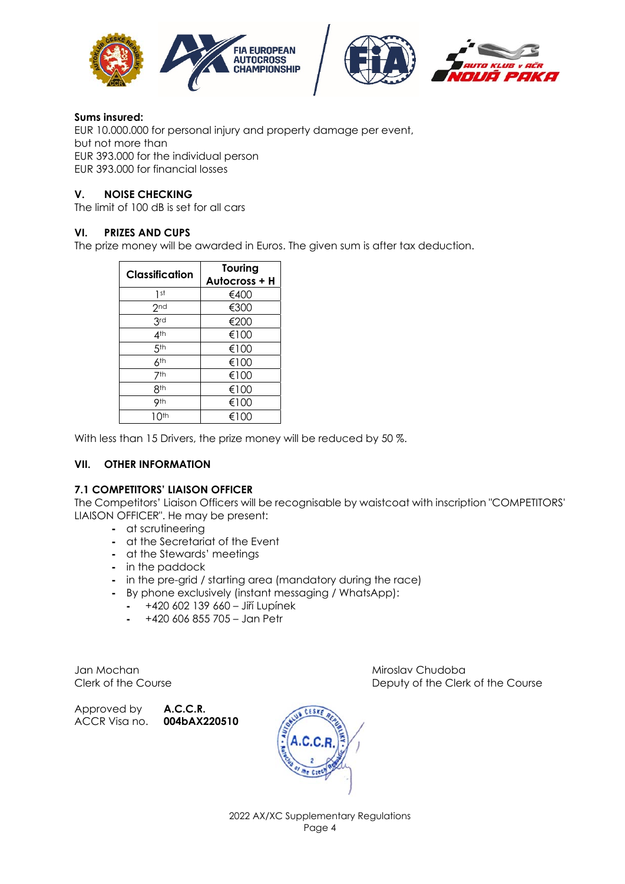**Sums insured:**
EUR 10.000.000 for personal injury and property damage per event,
but not more than
EUR 393.000 for the individual person
EUR 393.000 for financial losses

## V. NOISE CHECKING

The limit of 100 dB is set for all cars

## VI. PRIZES AND CUPS

The prize money will be awarded in Euros. The given sum is after tax deduction.

| Classification | Touring Autocross + H |
|---|---|
| 1st | €400 |
| 2nd | €300 |
| 3rd | €200 |
| 4th | €100 |
| 5th | €100 |
| 6th | €100 |
| 7th | €100 |
| 8th | €100 |
| 9th | €100 |
| 10th | €100 |

With less than 15 Drivers, the prize money will be reduced by 50 %.

## VII. OTHER INFORMATION

### 7.1 COMPETITORS' LIAISON OFFICER

The Competitors' Liaison Officers will be recognisable by waistcoat with inscription "COMPETITORS' LIAISON OFFICER". He may be present:

- at scrutineering
- at the Secretariat of the Event
- at the Stewards' meetings
- in the paddock
- in the pre-grid / starting area (mandatory during the race)
- By phone exclusively (instant messaging / WhatsApp):
  - +420 602 139 660 – Jiří Lupínek
  - +420 606 855 705 – Jan Petr

Jan Mochan
Clerk of the Course

Miroslav Chudoba
Deputy of the Clerk of the Course

Approved by **A.C.C.R.**
ACCR Visa no. **004bAX220510**